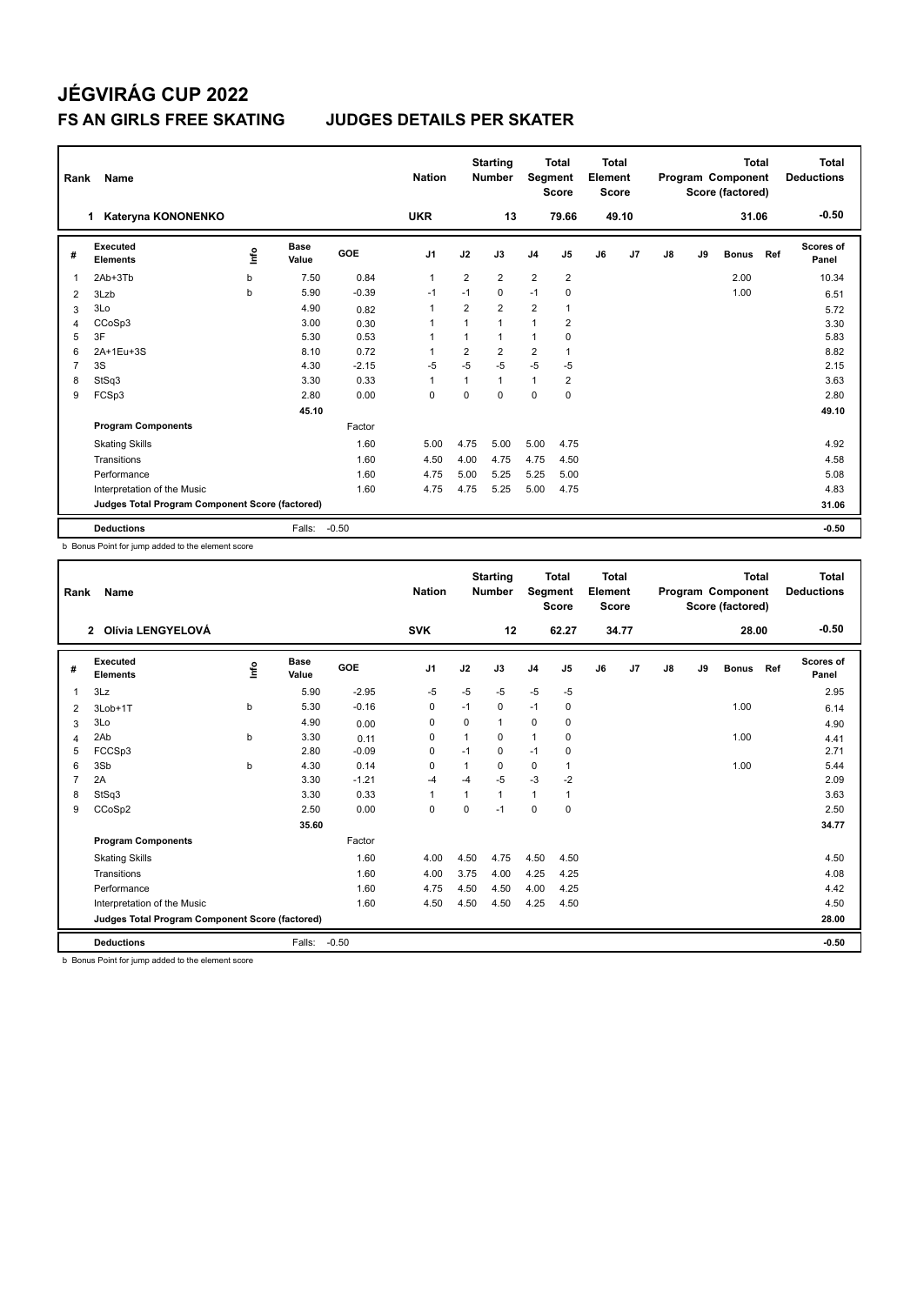# JÉGVIRÁG CUP 2022

## FS AN GIRLS FREE SKATING JUDGES DETAILS PER SKATER

| Rank | Name | Nation | Starting Number | Total Segment Score | Total Element Score | Total Program Component Score (factored) | Total Deductions |
|---|---|---|---|---|---|---|---|
| 1 | Kateryna KONONENKO | UKR | 13 | 79.66 | 49.10 | 31.06 | -0.50 |

| # | Executed Elements | Info | Base Value | GOE | J1 | J2 | J3 | J4 | J5 | J6 | J7 | J8 | J9 | Bonus | Ref | Scores of Panel |
|---|---|---|---|---|---|---|---|---|---|---|---|---|---|---|---|---|
| 1 | 2Ab+3Tb | b | 7.50 | 0.84 | 1 | 2 | 2 | 2 | 2 | | | | | 2.00 | | 10.34 |
| 2 | 3Lzb | b | 5.90 | -0.39 | -1 | -1 | 0 | -1 | 0 | | | | | 1.00 | | 6.51 |
| 3 | 3Lo | | 4.90 | 0.82 | 1 | 2 | 2 | 2 | 1 | | | | | | | 5.72 |
| 4 | CCoSp3 | | 3.00 | 0.30 | 1 | 1 | 1 | 1 | 2 | | | | | | | 3.30 |
| 5 | 3F | | 5.30 | 0.53 | 1 | 1 | 1 | 1 | 0 | | | | | | | 5.83 |
| 6 | 2A+1Eu+3S | | 8.10 | 0.72 | 1 | 2 | 2 | 2 | 1 | | | | | | | 8.82 |
| 7 | 3S | | 4.30 | -2.15 | -5 | -5 | -5 | -5 | -5 | | | | | | | 2.15 |
| 8 | StSq3 | | 3.30 | 0.33 | 1 | 1 | 1 | 1 | 2 | | | | | | | 3.63 |
| 9 | FCSp3 | | 2.80 | 0.00 | 0 | 0 | 0 | 0 | 0 | | | | | | | 2.80 |
| | | | 45.10 | | | | | | | | | | | | | 49.10 |
| | **Program Components** | | | Factor | | | | | | | | | | | | |
| | Skating Skills | | | 1.60 | 5.00 | 4.75 | 5.00 | 5.00 | 4.75 | | | | | | | 4.92 |
| | Transitions | | | 1.60 | 4.50 | 4.00 | 4.75 | 4.75 | 4.50 | | | | | | | 4.58 |
| | Performance | | | 1.60 | 4.75 | 5.00 | 5.25 | 5.25 | 5.00 | | | | | | | 5.08 |
| | Interpretation of the Music | | | 1.60 | 4.75 | 4.75 | 5.25 | 5.00 | 4.75 | | | | | | | 4.83 |
| | **Judges Total Program Component Score (factored)** | | | | | | | | | | | | | | | 31.06 |
| | **Deductions** | | Falls: | -0.50 | | | | | | | | | | | | -0.50 |

b Bonus Point for jump added to the element score

| Rank | Name | Nation | Starting Number | Total Segment Score | Total Element Score | Total Program Component Score (factored) | Total Deductions |
|---|---|---|---|---|---|---|---|
| 2 | Olívia LENGYELOVÁ | SVK | 12 | 62.27 | 34.77 | 28.00 | -0.50 |

| # | Executed Elements | Info | Base Value | GOE | J1 | J2 | J3 | J4 | J5 | J6 | J7 | J8 | J9 | Bonus | Ref | Scores of Panel |
|---|---|---|---|---|---|---|---|---|---|---|---|---|---|---|---|---|
| 1 | 3Lz | | 5.90 | -2.95 | -5 | -5 | -5 | -5 | -5 | | | | | | | 2.95 |
| 2 | 3Lob+1T | b | 5.30 | -0.16 | 0 | -1 | 0 | -1 | 0 | | | | | 1.00 | | 6.14 |
| 3 | 3Lo | | 4.90 | 0.00 | 0 | 0 | 1 | 0 | 0 | | | | | | | 4.90 |
| 4 | 2Ab | b | 3.30 | 0.11 | 0 | 1 | 0 | 1 | 0 | | | | | 1.00 | | 4.41 |
| 5 | FCCSp3 | | 2.80 | -0.09 | 0 | -1 | 0 | -1 | 0 | | | | | | | 2.71 |
| 6 | 3Sb | b | 4.30 | 0.14 | 0 | 1 | 0 | 0 | 1 | | | | | 1.00 | | 5.44 |
| 7 | 2A | | 3.30 | -1.21 | -4 | -4 | -5 | -3 | -2 | | | | | | | 2.09 |
| 8 | StSq3 | | 3.30 | 0.33 | 1 | 1 | 1 | 1 | 1 | | | | | | | 3.63 |
| 9 | CCoSp2 | | 2.50 | 0.00 | 0 | 0 | -1 | 0 | 0 | | | | | | | 2.50 |
| | | | 35.60 | | | | | | | | | | | | | 34.77 |
| | **Program Components** | | | Factor | | | | | | | | | | | | |
| | Skating Skills | | | 1.60 | 4.00 | 4.50 | 4.75 | 4.50 | 4.50 | | | | | | | 4.50 |
| | Transitions | | | 1.60 | 4.00 | 3.75 | 4.00 | 4.25 | 4.25 | | | | | | | 4.08 |
| | Performance | | | 1.60 | 4.75 | 4.50 | 4.50 | 4.00 | 4.25 | | | | | | | 4.42 |
| | Interpretation of the Music | | | 1.60 | 4.50 | 4.50 | 4.50 | 4.25 | 4.50 | | | | | | | 4.50 |
| | **Judges Total Program Component Score (factored)** | | | | | | | | | | | | | | | 28.00 |
| | **Deductions** | | Falls: | -0.50 | | | | | | | | | | | | -0.50 |

b Bonus Point for jump added to the element score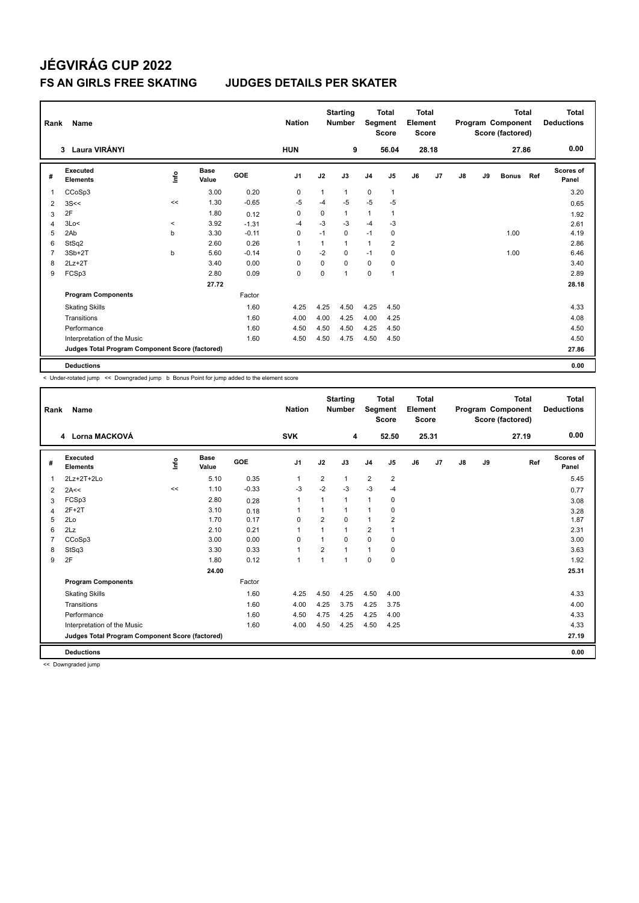# JÉGVIRÁG CUP 2022

## FS AN GIRLS FREE SKATING JUDGES DETAILS PER SKATER

| Rank | Name | Nation | Starting Number | Total Segment Score | Total Element Score | Total Program Component Score (factored) | Total Deductions |
|---|---|---|---|---|---|---|---|
| 3 | Laura VIRÁNYI | HUN | 9 | 56.04 | 28.18 | 27.86 | 0.00 |

| # | Executed Elements | Info | Base Value | GOE | J1 | J2 | J3 | J4 | J5 | J6 | J7 | J8 | J9 | Bonus | Ref | Scores of Panel |
|---|---|---|---|---|---|---|---|---|---|---|---|---|---|---|---|---|
| 1 | CCoSp3 | | 3.00 | 0.20 | 0 | 1 | 1 | 0 | 1 | | | | | | | 3.20 |
| 2 | 3S<< | << | 1.30 | -0.65 | -5 | -4 | -5 | -5 | -5 | | | | | | | 0.65 |
| 3 | 2F | | 1.80 | 0.12 | 0 | 0 | 1 | 1 | 1 | | | | | | | 1.92 |
| 4 | 3Lo< | < | 3.92 | -1.31 | -4 | -3 | -3 | -4 | -3 | | | | | | | 2.61 |
| 5 | 2Ab | b | 3.30 | -0.11 | 0 | -1 | 0 | -1 | 0 | | | | | 1.00 | | 4.19 |
| 6 | StSq2 | | 2.60 | 0.26 | 1 | 1 | 1 | 1 | 2 | | | | | | | 2.86 |
| 7 | 3Sb+2T | b | 5.60 | -0.14 | 0 | -2 | 0 | -1 | 0 | | | | | 1.00 | | 6.46 |
| 8 | 2Lz+2T | | 3.40 | 0.00 | 0 | 0 | 0 | 0 | 0 | | | | | | | 3.40 |
| 9 | FCSp3 | | 2.80 | 0.09 | 0 | 0 | 1 | 0 | 1 | | | | | | | 2.89 |
| | | | 27.72 | | | | | | | | | | | | | 28.18 |
| | **Program Components** | | | Factor | | | | | | | | | | | | |
| | Skating Skills | | | 1.60 | 4.25 | 4.25 | 4.50 | 4.25 | 4.50 | | | | | | | 4.33 |
| | Transitions | | | 1.60 | 4.00 | 4.00 | 4.25 | 4.00 | 4.25 | | | | | | | 4.08 |
| | Performance | | | 1.60 | 4.50 | 4.50 | 4.50 | 4.25 | 4.50 | | | | | | | 4.50 |
| | Interpretation of the Music | | | 1.60 | 4.50 | 4.50 | 4.75 | 4.50 | 4.50 | | | | | | | 4.50 |
| | **Judges Total Program Component Score (factored)** | | | | | | | | | | | | | | | 27.86 |
| | **Deductions** | | | | | | | | | | | | | | | 0.00 |

< Under-rotated jump << Downgraded jump b Bonus Point for jump added to the element score

| Rank | Name | Nation | Starting Number | Total Segment Score | Total Element Score | Total Program Component Score (factored) | Total Deductions |
|---|---|---|---|---|---|---|---|
| 4 | Lorna MACKOVÁ | SVK | 4 | 52.50 | 25.31 | 27.19 | 0.00 |

| # | Executed Elements | Info | Base Value | GOE | J1 | J2 | J3 | J4 | J5 | J6 | J7 | J8 | J9 | Ref | Scores of Panel |
|---|---|---|---|---|---|---|---|---|---|---|---|---|---|---|---|
| 1 | 2Lz+2T+2Lo | | 5.10 | 0.35 | 1 | 2 | 1 | 2 | 2 | | | | | | 5.45 |
| 2 | 2A<< | << | 1.10 | -0.33 | -3 | -2 | -3 | -3 | -4 | | | | | | 0.77 |
| 3 | FCSp3 | | 2.80 | 0.28 | 1 | 1 | 1 | 1 | 0 | | | | | | 3.08 |
| 4 | 2F+2T | | 3.10 | 0.18 | 1 | 1 | 1 | 1 | 0 | | | | | | 3.28 |
| 5 | 2Lo | | 1.70 | 0.17 | 0 | 2 | 0 | 1 | 2 | | | | | | 1.87 |
| 6 | 2Lz | | 2.10 | 0.21 | 1 | 1 | 1 | 2 | 1 | | | | | | 2.31 |
| 7 | CCoSp3 | | 3.00 | 0.00 | 0 | 1 | 0 | 0 | 0 | | | | | | 3.00 |
| 8 | StSq3 | | 3.30 | 0.33 | 1 | 2 | 1 | 1 | 0 | | | | | | 3.63 |
| 9 | 2F | | 1.80 | 0.12 | 1 | 1 | 1 | 0 | 0 | | | | | | 1.92 |
| | | | 24.00 | | | | | | | | | | | | 25.31 |
| | **Program Components** | | | Factor | | | | | | | | | | | |
| | Skating Skills | | | 1.60 | 4.25 | 4.50 | 4.25 | 4.50 | 4.00 | | | | | | 4.33 |
| | Transitions | | | 1.60 | 4.00 | 4.25 | 3.75 | 4.25 | 3.75 | | | | | | 4.00 |
| | Performance | | | 1.60 | 4.50 | 4.75 | 4.25 | 4.25 | 4.00 | | | | | | 4.33 |
| | Interpretation of the Music | | | 1.60 | 4.00 | 4.50 | 4.25 | 4.50 | 4.25 | | | | | | 4.33 |
| | **Judges Total Program Component Score (factored)** | | | | | | | | | | | | | | 27.19 |
| | **Deductions** | | | | | | | | | | | | | | 0.00 |

<< Downgraded jump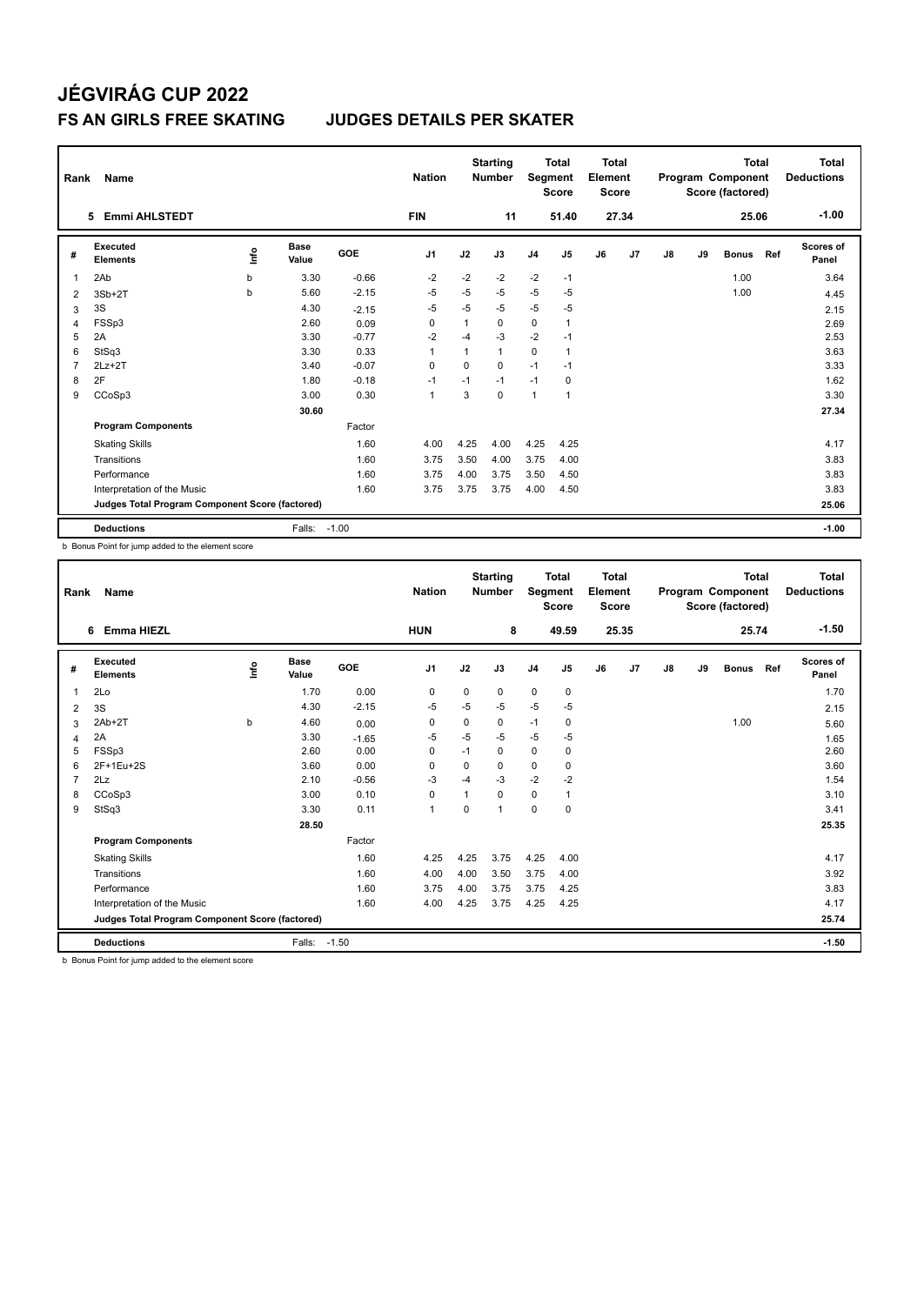# JÉGVIRÁG CUP 2022

## FS AN GIRLS FREE SKATING JUDGES DETAILS PER SKATER

| Rank | Name | Nation | Starting Number | Total Segment Score | Total Element Score | Total Program Component Score (factored) | Total Deductions |
|---|---|---|---|---|---|---|---|
| 5 | Emmi AHLSTEDT | FIN | 11 | 51.40 | 27.34 | 25.06 | -1.00 |

| # | Executed Elements | Info | Base Value | GOE | J1 | J2 | J3 | J4 | J5 | J6 | J7 | J8 | J9 | Bonus | Ref | Scores of Panel |
|---|---|---|---|---|---|---|---|---|---|---|---|---|---|---|---|---|
| 1 | 2Ab | b | 3.30 | -0.66 | -2 | -2 | -2 | -2 | -1 | | | | | 1.00 | | 3.64 |
| 2 | 3Sb+2T | b | 5.60 | -2.15 | -5 | -5 | -5 | -5 | -5 | | | | | 1.00 | | 4.45 |
| 3 | 3S | | 4.30 | -2.15 | -5 | -5 | -5 | -5 | -5 | | | | | | | 2.15 |
| 4 | FSSp3 | | 2.60 | 0.09 | 0 | 1 | 0 | 0 | 1 | | | | | | | 2.69 |
| 5 | 2A | | 3.30 | -0.77 | -2 | -4 | -3 | -2 | -1 | | | | | | | 2.53 |
| 6 | StSq3 | | 3.30 | 0.33 | 1 | 1 | 1 | 0 | 1 | | | | | | | 3.63 |
| 7 | 2Lz+2T | | 3.40 | -0.07 | 0 | 0 | 0 | -1 | -1 | | | | | | | 3.33 |
| 8 | 2F | | 1.80 | -0.18 | -1 | -1 | -1 | -1 | 0 | | | | | | | 1.62 |
| 9 | CCoSp3 | | 3.00 | 0.30 | 1 | 3 | 0 | 1 | 1 | | | | | | | 3.30 |
| | | | 30.60 | | | | | | | | | | | | | 27.34 |
| | **Program Components** | | | Factor | | | | | | | | | | | | |
| | Skating Skills | | | 1.60 | 4.00 | 4.25 | 4.00 | 4.25 | 4.25 | | | | | | | 4.17 |
| | Transitions | | | 1.60 | 3.75 | 3.50 | 4.00 | 3.75 | 4.00 | | | | | | | 3.83 |
| | Performance | | | 1.60 | 3.75 | 4.00 | 3.75 | 3.50 | 4.50 | | | | | | | 3.83 |
| | Interpretation of the Music | | | 1.60 | 3.75 | 3.75 | 3.75 | 4.00 | 4.50 | | | | | | | 3.83 |
| | **Judges Total Program Component Score (factored)** | | | | | | | | | | | | | | | 25.06 |
| | **Deductions** | | Falls: | -1.00 | | | | | | | | | | | | -1.00 |

b Bonus Point for jump added to the element score

| Rank | Name | Nation | Starting Number | Total Segment Score | Total Element Score | Total Program Component Score (factored) | Total Deductions |
|---|---|---|---|---|---|---|---|
| 6 | Emma HIEZL | HUN | 8 | 49.59 | 25.35 | 25.74 | -1.50 |

| # | Executed Elements | Info | Base Value | GOE | J1 | J2 | J3 | J4 | J5 | J6 | J7 | J8 | J9 | Bonus | Ref | Scores of Panel |
|---|---|---|---|---|---|---|---|---|---|---|---|---|---|---|---|---|
| 1 | 2Lo | | 1.70 | 0.00 | 0 | 0 | 0 | 0 | 0 | | | | | | | 1.70 |
| 2 | 3S | | 4.30 | -2.15 | -5 | -5 | -5 | -5 | -5 | | | | | | | 2.15 |
| 3 | 2Ab+2T | b | 4.60 | 0.00 | 0 | 0 | 0 | -1 | 0 | | | | | 1.00 | | 5.60 |
| 4 | 2A | | 3.30 | -1.65 | -5 | -5 | -5 | -5 | -5 | | | | | | | 1.65 |
| 5 | FSSp3 | | 2.60 | 0.00 | 0 | -1 | 0 | 0 | 0 | | | | | | | 2.60 |
| 6 | 2F+1Eu+2S | | 3.60 | 0.00 | 0 | 0 | 0 | 0 | 0 | | | | | | | 3.60 |
| 7 | 2Lz | | 2.10 | -0.56 | -3 | -4 | -3 | -2 | -2 | | | | | | | 1.54 |
| 8 | CCoSp3 | | 3.00 | 0.10 | 0 | 1 | 0 | 0 | 1 | | | | | | | 3.10 |
| 9 | StSq3 | | 3.30 | 0.11 | 1 | 0 | 1 | 0 | 0 | | | | | | | 3.41 |
| | | | 28.50 | | | | | | | | | | | | | 25.35 |
| | **Program Components** | | | Factor | | | | | | | | | | | | |
| | Skating Skills | | | 1.60 | 4.25 | 4.25 | 3.75 | 4.25 | 4.00 | | | | | | | 4.17 |
| | Transitions | | | 1.60 | 4.00 | 4.00 | 3.50 | 3.75 | 4.00 | | | | | | | 3.92 |
| | Performance | | | 1.60 | 3.75 | 4.00 | 3.75 | 3.75 | 4.25 | | | | | | | 3.83 |
| | Interpretation of the Music | | | 1.60 | 4.00 | 4.25 | 3.75 | 4.25 | 4.25 | | | | | | | 4.17 |
| | **Judges Total Program Component Score (factored)** | | | | | | | | | | | | | | | 25.74 |
| | **Deductions** | | Falls: | -1.50 | | | | | | | | | | | | -1.50 |

b Bonus Point for jump added to the element score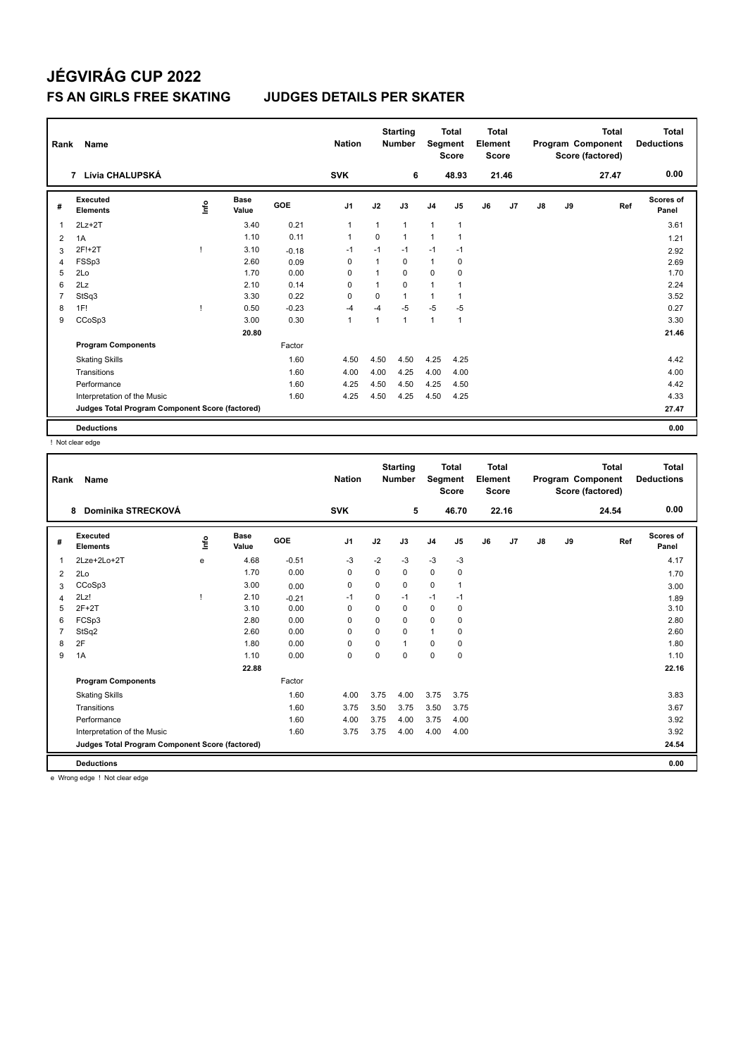# JÉGVIRÁG CUP 2022

## FS AN GIRLS FREE SKATING JUDGES DETAILS PER SKATER

| Rank | Name | Nation | Starting Number | Total Segment Score | Total Element Score | Total Program Component Score (factored) | Total Deductions |
|---|---|---|---|---|---|---|---|
| 7 | Lívia CHALUPSKÁ | SVK | 6 | 48.93 | 21.46 | 27.47 | 0.00 |

| # | Executed Elements | Info | Base Value | GOE | J1 | J2 | J3 | J4 | J5 | J6 | J7 | J8 | J9 | Ref | Scores of Panel |
|---|---|---|---|---|---|---|---|---|---|---|---|---|---|---|---|
| 1 | 2Lz+2T | | 3.40 | 0.21 | 1 | 1 | 1 | 1 | 1 | | | | | | 3.61 |
| 2 | 1A | | 1.10 | 0.11 | 1 | 0 | 1 | 1 | 1 | | | | | | 1.21 |
| 3 | 2F!+2T | ! | 3.10 | -0.18 | -1 | -1 | -1 | -1 | -1 | | | | | | 2.92 |
| 4 | FSSp3 | | 2.60 | 0.09 | 0 | 1 | 0 | 1 | 0 | | | | | | 2.69 |
| 5 | 2Lo | | 1.70 | 0.00 | 0 | 1 | 0 | 0 | 0 | | | | | | 1.70 |
| 6 | 2Lz | | 2.10 | 0.14 | 0 | 1 | 0 | 1 | 1 | | | | | | 2.24 |
| 7 | StSq3 | | 3.30 | 0.22 | 0 | 0 | 1 | 1 | 1 | | | | | | 3.52 |
| 8 | 1F! | ! | 0.50 | -0.23 | -4 | -4 | -5 | -5 | -5 | | | | | | 0.27 |
| 9 | CCoSp3 | | 3.00 | 0.30 | 1 | 1 | 1 | 1 | 1 | | | | | | 3.30 |
| | | | 20.80 | | | | | | | | | | | | 21.46 |
| | **Program Components** | | | Factor | | | | | | | | | | | |
| | Skating Skills | | | 1.60 | 4.50 | 4.50 | 4.50 | 4.25 | 4.25 | | | | | | 4.42 |
| | Transitions | | | 1.60 | 4.00 | 4.00 | 4.25 | 4.00 | 4.00 | | | | | | 4.00 |
| | Performance | | | 1.60 | 4.25 | 4.50 | 4.50 | 4.25 | 4.50 | | | | | | 4.42 |
| | Interpretation of the Music | | | 1.60 | 4.25 | 4.50 | 4.25 | 4.50 | 4.25 | | | | | | 4.33 |
| | **Judges Total Program Component Score (factored)** | | | | | | | | | | | | | | 27.47 |
| | **Deductions** | | | | | | | | | | | | | | 0.00 |

! Not clear edge

| Rank | Name | Nation | Starting Number | Total Segment Score | Total Element Score | Total Program Component Score (factored) | Total Deductions |
|---|---|---|---|---|---|---|---|
| 8 | Dominika STRECKOVÁ | SVK | 5 | 46.70 | 22.16 | 24.54 | 0.00 |

| # | Executed Elements | Info | Base Value | GOE | J1 | J2 | J3 | J4 | J5 | J6 | J7 | J8 | J9 | Ref | Scores of Panel |
|---|---|---|---|---|---|---|---|---|---|---|---|---|---|---|---|
| 1 | 2Lze+2Lo+2T | e | 4.68 | -0.51 | -3 | -2 | -3 | -3 | -3 | | | | | | 4.17 |
| 2 | 2Lo | | 1.70 | 0.00 | 0 | 0 | 0 | 0 | 0 | | | | | | 1.70 |
| 3 | CCoSp3 | | 3.00 | 0.00 | 0 | 0 | 0 | 0 | 1 | | | | | | 3.00 |
| 4 | 2Lz! | ! | 2.10 | -0.21 | -1 | 0 | -1 | -1 | -1 | | | | | | 1.89 |
| 5 | 2F+2T | | 3.10 | 0.00 | 0 | 0 | 0 | 0 | 0 | | | | | | 3.10 |
| 6 | FCSp3 | | 2.80 | 0.00 | 0 | 0 | 0 | 0 | 0 | | | | | | 2.80 |
| 7 | StSq2 | | 2.60 | 0.00 | 0 | 0 | 0 | 1 | 0 | | | | | | 2.60 |
| 8 | 2F | | 1.80 | 0.00 | 0 | 0 | 1 | 0 | 0 | | | | | | 1.80 |
| 9 | 1A | | 1.10 | 0.00 | 0 | 0 | 0 | 0 | 0 | | | | | | 1.10 |
| | | | 22.88 | | | | | | | | | | | | 22.16 |
| | **Program Components** | | | Factor | | | | | | | | | | | |
| | Skating Skills | | | 1.60 | 4.00 | 3.75 | 4.00 | 3.75 | 3.75 | | | | | | 3.83 |
| | Transitions | | | 1.60 | 3.75 | 3.50 | 3.75 | 3.50 | 3.75 | | | | | | 3.67 |
| | Performance | | | 1.60 | 4.00 | 3.75 | 4.00 | 3.75 | 4.00 | | | | | | 3.92 |
| | Interpretation of the Music | | | 1.60 | 3.75 | 3.75 | 4.00 | 4.00 | 4.00 | | | | | | 3.92 |
| | **Judges Total Program Component Score (factored)** | | | | | | | | | | | | | | 24.54 |
| | **Deductions** | | | | | | | | | | | | | | 0.00 |

e Wrong edge ! Not clear edge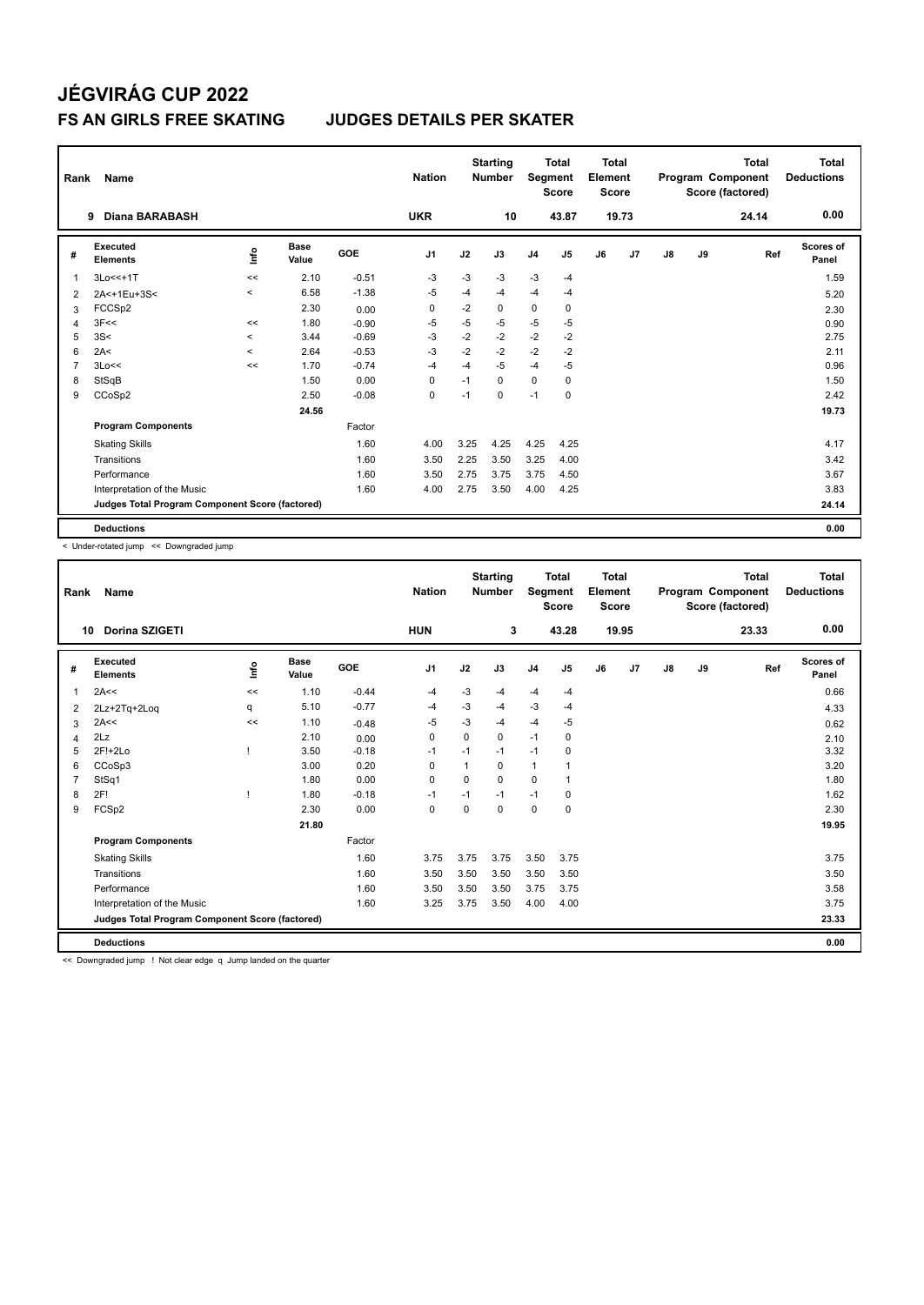# JÉGVIRÁG CUP 2022

## FS AN GIRLS FREE SKATING JUDGES DETAILS PER SKATER

| Rank | Name | Nation | Starting Number | Total Segment Score | Total Element Score | Total Program Component Score (factored) | Total Deductions |
|---|---|---|---|---|---|---|---|
| 9 | Diana BARABASH | UKR | 10 | 43.87 | 19.73 | 24.14 | 0.00 |

| # | Executed Elements | Info | Base Value | GOE | J1 | J2 | J3 | J4 | J5 | J6 | J7 | J8 | J9 | Ref | Scores of Panel |
|---|---|---|---|---|---|---|---|---|---|---|---|---|---|---|---|
| 1 | 3Lo<<+1T | << | 2.10 | -0.51 | -3 | -3 | -3 | -3 | -4 | | | | | | 1.59 |
| 2 | 2A<+1Eu+3S< | < | 6.58 | -1.38 | -5 | -4 | -4 | -4 | -4 | | | | | | 5.20 |
| 3 | FCCSp2 | | 2.30 | 0.00 | 0 | -2 | 0 | 0 | 0 | | | | | | 2.30 |
| 4 | 3F<< | << | 1.80 | -0.90 | -5 | -5 | -5 | -5 | -5 | | | | | | 0.90 |
| 5 | 3S< | < | 3.44 | -0.69 | -3 | -2 | -2 | -2 | -2 | | | | | | 2.75 |
| 6 | 2A< | < | 2.64 | -0.53 | -3 | -2 | -2 | -2 | -2 | | | | | | 2.11 |
| 7 | 3Lo<< | << | 1.70 | -0.74 | -4 | -4 | -5 | -4 | -5 | | | | | | 0.96 |
| 8 | StSqB | | 1.50 | 0.00 | 0 | -1 | 0 | 0 | 0 | | | | | | 1.50 |
| 9 | CCoSp2 | | 2.50 | -0.08 | 0 | -1 | 0 | -1 | 0 | | | | | | 2.42 |
| | | | 24.56 | | | | | | | | | | | | 19.73 |
| | **Program Components** | | | Factor | | | | | | | | | | | |
| | Skating Skills | | | 1.60 | 4.00 | 3.25 | 4.25 | 4.25 | 4.25 | | | | | | 4.17 |
| | Transitions | | | 1.60 | 3.50 | 2.25 | 3.50 | 3.25 | 4.00 | | | | | | 3.42 |
| | Performance | | | 1.60 | 3.50 | 2.75 | 3.75 | 3.75 | 4.50 | | | | | | 3.67 |
| | Interpretation of the Music | | | 1.60 | 4.00 | 2.75 | 3.50 | 4.00 | 4.25 | | | | | | 3.83 |
| | **Judges Total Program Component Score (factored)** | | | | | | | | | | | | | | **24.14** |
| | **Deductions** | | | | | | | | | | | | | | **0.00** |

< Under-rotated jump << Downgraded jump

| Rank | Name | Nation | Starting Number | Total Segment Score | Total Element Score | Total Program Component Score (factored) | Total Deductions |
|---|---|---|---|---|---|---|---|
| 10 | Dorina SZIGETI | HUN | 3 | 43.28 | 19.95 | 23.33 | 0.00 |

| # | Executed Elements | Info | Base Value | GOE | J1 | J2 | J3 | J4 | J5 | J6 | J7 | J8 | J9 | Ref | Scores of Panel |
|---|---|---|---|---|---|---|---|---|---|---|---|---|---|---|---|
| 1 | 2A<< | << | 1.10 | -0.44 | -4 | -3 | -4 | -4 | -4 | | | | | | 0.66 |
| 2 | 2Lz+2Tq+2Loq | q | 5.10 | -0.77 | -4 | -3 | -4 | -3 | -4 | | | | | | 4.33 |
| 3 | 2A<< | << | 1.10 | -0.48 | -5 | -3 | -4 | -4 | -5 | | | | | | 0.62 |
| 4 | 2Lz | | 2.10 | 0.00 | 0 | 0 | 0 | -1 | 0 | | | | | | 2.10 |
| 5 | 2F!+2Lo | ! | 3.50 | -0.18 | -1 | -1 | -1 | -1 | 0 | | | | | | 3.32 |
| 6 | CCoSp3 | | 3.00 | 0.20 | 0 | 1 | 0 | 1 | 1 | | | | | | 3.20 |
| 7 | StSq1 | | 1.80 | 0.00 | 0 | 0 | 0 | 0 | 1 | | | | | | 1.80 |
| 8 | 2F! | ! | 1.80 | -0.18 | -1 | -1 | -1 | -1 | 0 | | | | | | 1.62 |
| 9 | FCSp2 | | 2.30 | 0.00 | 0 | 0 | 0 | 0 | 0 | | | | | | 2.30 |
| | | | 21.80 | | | | | | | | | | | | 19.95 |
| | **Program Components** | | | Factor | | | | | | | | | | | |
| | Skating Skills | | | 1.60 | 3.75 | 3.75 | 3.75 | 3.50 | 3.75 | | | | | | 3.75 |
| | Transitions | | | 1.60 | 3.50 | 3.50 | 3.50 | 3.50 | 3.50 | | | | | | 3.50 |
| | Performance | | | 1.60 | 3.50 | 3.50 | 3.50 | 3.75 | 3.75 | | | | | | 3.58 |
| | Interpretation of the Music | | | 1.60 | 3.25 | 3.75 | 3.50 | 4.00 | 4.00 | | | | | | 3.75 |
| | **Judges Total Program Component Score (factored)** | | | | | | | | | | | | | | **23.33** |
| | **Deductions** | | | | | | | | | | | | | | **0.00** |

<< Downgraded jump ! Not clear edge q Jump landed on the quarter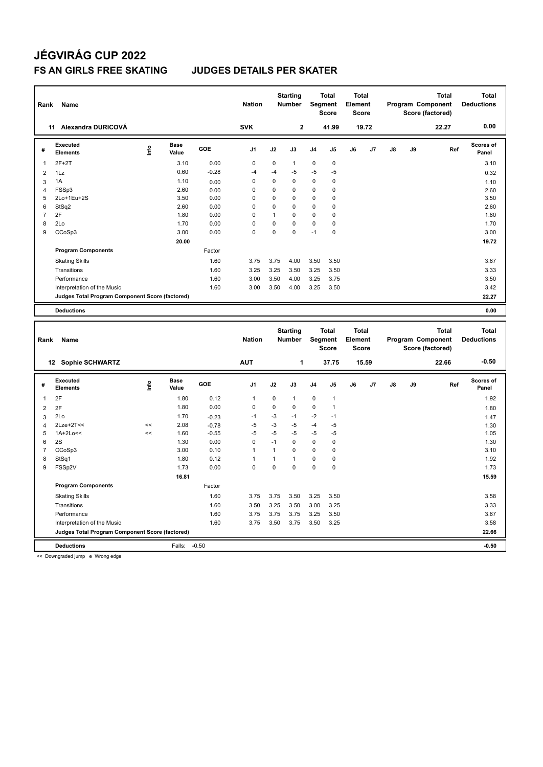# JÉGVIRÁG CUP 2022

## FS AN GIRLS FREE SKATING JUDGES DETAILS PER SKATER

| Rank | Name | Nation | Starting Number | Total Segment Score | Total Element Score | Total Program Component Score (factored) | Total Deductions |
|---|---|---|---|---|---|---|---|
| 11 | Alexandra DURICOVÁ | SVK | 2 | 41.99 | 19.72 | 22.27 | 0.00 |

| # | Executed Elements | Info | Base Value | GOE | J1 | J2 | J3 | J4 | J5 | J6 | J7 | J8 | J9 | Ref | Scores of Panel |
|---|---|---|---|---|---|---|---|---|---|---|---|---|---|---|---|
| 1 | 2F+2T | | 3.10 | 0.00 | 0 | 0 | 1 | 0 | 0 | | | | | | 3.10 |
| 2 | 1Lz | | 0.60 | -0.28 | -4 | -4 | -5 | -5 | -5 | | | | | | 0.32 |
| 3 | 1A | | 1.10 | 0.00 | 0 | 0 | 0 | 0 | 0 | | | | | | 1.10 |
| 4 | FSSp3 | | 2.60 | 0.00 | 0 | 0 | 0 | 0 | 0 | | | | | | 2.60 |
| 5 | 2Lo+1Eu+2S | | 3.50 | 0.00 | 0 | 0 | 0 | 0 | 0 | | | | | | 3.50 |
| 6 | StSq2 | | 2.60 | 0.00 | 0 | 0 | 0 | 0 | 0 | | | | | | 2.60 |
| 7 | 2F | | 1.80 | 0.00 | 0 | 1 | 0 | 0 | 0 | | | | | | 1.80 |
| 8 | 2Lo | | 1.70 | 0.00 | 0 | 0 | 0 | 0 | 0 | | | | | | 1.70 |
| 9 | CCoSp3 | | 3.00 | 0.00 | 0 | 0 | 0 | -1 | 0 | | | | | | 3.00 |
| | | | 20.00 | | | | | | | | | | | | 19.72 |
| | **Program Components** | | | Factor | | | | | | | | | | | |
| | Skating Skills | | | 1.60 | 3.75 | 3.75 | 4.00 | 3.50 | 3.50 | | | | | | 3.67 |
| | Transitions | | | 1.60 | 3.25 | 3.25 | 3.50 | 3.25 | 3.50 | | | | | | 3.33 |
| | Performance | | | 1.60 | 3.00 | 3.50 | 4.00 | 3.25 | 3.75 | | | | | | 3.50 |
| | Interpretation of the Music | | | 1.60 | 3.00 | 3.50 | 4.00 | 3.25 | 3.50 | | | | | | 3.42 |
| | **Judges Total Program Component Score (factored)** | | | | | | | | | | | | | | 22.27 |
| | **Deductions** | | | | | | | | | | | | | | 0.00 |

| Rank | Name | Nation | Starting Number | Total Segment Score | Total Element Score | Total Program Component Score (factored) | Total Deductions |
|---|---|---|---|---|---|---|---|
| 12 | Sophie SCHWARTZ | AUT | 1 | 37.75 | 15.59 | 22.66 | -0.50 |

| # | Executed Elements | Info | Base Value | GOE | J1 | J2 | J3 | J4 | J5 | J6 | J7 | J8 | J9 | Ref | Scores of Panel |
|---|---|---|---|---|---|---|---|---|---|---|---|---|---|---|---|
| 1 | 2F | | 1.80 | 0.12 | 1 | 0 | 1 | 0 | 1 | | | | | | 1.92 |
| 2 | 2F | | 1.80 | 0.00 | 0 | 0 | 0 | 0 | 1 | | | | | | 1.80 |
| 3 | 2Lo | | 1.70 | -0.23 | -1 | -3 | -1 | -2 | -1 | | | | | | 1.47 |
| 4 | 2Lze+2T<< | << | 2.08 | -0.78 | -5 | -3 | -5 | -4 | -5 | | | | | | 1.30 |
| 5 | 1A+2Lo<< | << | 1.60 | -0.55 | -5 | -5 | -5 | -5 | -5 | | | | | | 1.05 |
| 6 | 2S | | 1.30 | 0.00 | 0 | -1 | 0 | 0 | 0 | | | | | | 1.30 |
| 7 | CCoSp3 | | 3.00 | 0.10 | 1 | 1 | 0 | 0 | 0 | | | | | | 3.10 |
| 8 | StSq1 | | 1.80 | 0.12 | 1 | 1 | 1 | 0 | 0 | | | | | | 1.92 |
| 9 | FSSp2V | | 1.73 | 0.00 | 0 | 0 | 0 | 0 | 0 | | | | | | 1.73 |
| | | | 16.81 | | | | | | | | | | | | 15.59 |
| | **Program Components** | | | Factor | | | | | | | | | | | |
| | Skating Skills | | | 1.60 | 3.75 | 3.75 | 3.50 | 3.25 | 3.50 | | | | | | 3.58 |
| | Transitions | | | 1.60 | 3.50 | 3.25 | 3.50 | 3.00 | 3.25 | | | | | | 3.33 |
| | Performance | | | 1.60 | 3.75 | 3.75 | 3.75 | 3.25 | 3.50 | | | | | | 3.67 |
| | Interpretation of the Music | | | 1.60 | 3.75 | 3.50 | 3.75 | 3.50 | 3.25 | | | | | | 3.58 |
| | **Judges Total Program Component Score (factored)** | | | | | | | | | | | | | | 22.66 |
| | **Deductions** | | Falls: | -0.50 | | | | | | | | | | | -0.50 |

<< Downgraded jump e Wrong edge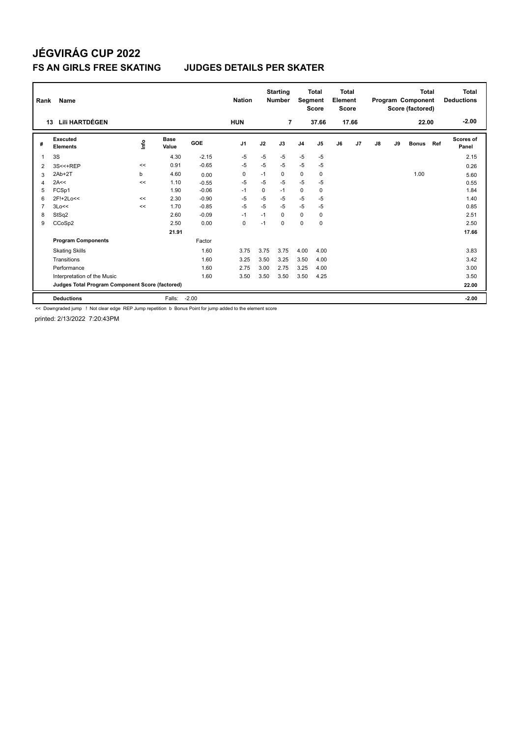# JÉGVIRÁG CUP 2022

## FS AN GIRLS FREE SKATING JUDGES DETAILS PER SKATER

| Rank | Name | Nation | Starting Number | Total Segment Score | Total Element Score | Total Program Component Score (factored) | Total Deductions |
|---|---|---|---|---|---|---|---|
| 13 | Lili HARTDÉGEN | HUN | 7 | 37.66 | 17.66 | 22.00 | -2.00 |

| # | Executed Elements | Info | Base Value | GOE | J1 | J2 | J3 | J4 | J5 | J6 | J7 | J8 | J9 | Bonus | Ref | Scores of Panel |
|---|---|---|---|---|---|---|---|---|---|---|---|---|---|---|---|---|
| 1 | 3S | | 4.30 | -2.15 | -5 | -5 | -5 | -5 | -5 | | | | | | | 2.15 |
| 2 | 3S<<+REP | << | 0.91 | -0.65 | -5 | -5 | -5 | -5 | -5 | | | | | | | 0.26 |
| 3 | 2Ab+2T | b | 4.60 | 0.00 | 0 | -1 | 0 | 0 | 0 | | | | | 1.00 | | 5.60 |
| 4 | 2A<< | << | 1.10 | -0.55 | -5 | -5 | -5 | -5 | -5 | | | | | | | 0.55 |
| 5 | FCSp1 | | 1.90 | -0.06 | -1 | 0 | -1 | 0 | 0 | | | | | | | 1.84 |
| 6 | 2F!+2Lo<< | << | 2.30 | -0.90 | -5 | -5 | -5 | -5 | -5 | | | | | | | 1.40 |
| 7 | 3Lo<< | << | 1.70 | -0.85 | -5 | -5 | -5 | -5 | -5 | | | | | | | 0.85 |
| 8 | StSq2 | | 2.60 | -0.09 | -1 | -1 | 0 | 0 | 0 | | | | | | | 2.51 |
| 9 | CCoSp2 | | 2.50 | 0.00 | 0 | -1 | 0 | 0 | 0 | | | | | | | 2.50 |
| | | | 21.91 | | | | | | | | | | | | | 17.66 |
| | **Program Components** | | | Factor | | | | | | | | | | | | |
| | Skating Skills | | | 1.60 | 3.75 | 3.75 | 3.75 | 4.00 | 4.00 | | | | | | | 3.83 |
| | Transitions | | | 1.60 | 3.25 | 3.50 | 3.25 | 3.50 | 4.00 | | | | | | | 3.42 |
| | Performance | | | 1.60 | 2.75 | 3.00 | 2.75 | 3.25 | 4.00 | | | | | | | 3.00 |
| | Interpretation of the Music | | | 1.60 | 3.50 | 3.50 | 3.50 | 3.50 | 4.25 | | | | | | | 3.50 |
| | **Judges Total Program Component Score (factored)** | | | | | | | | | | | | | | | 22.00 |
| | **Deductions** | | Falls: | -2.00 | | | | | | | | | | | | -2.00 |

<< Downgraded jump ! Not clear edge REP Jump repetition b Bonus Point for jump added to the element score

printed: 2/13/2022 7:20:43PM